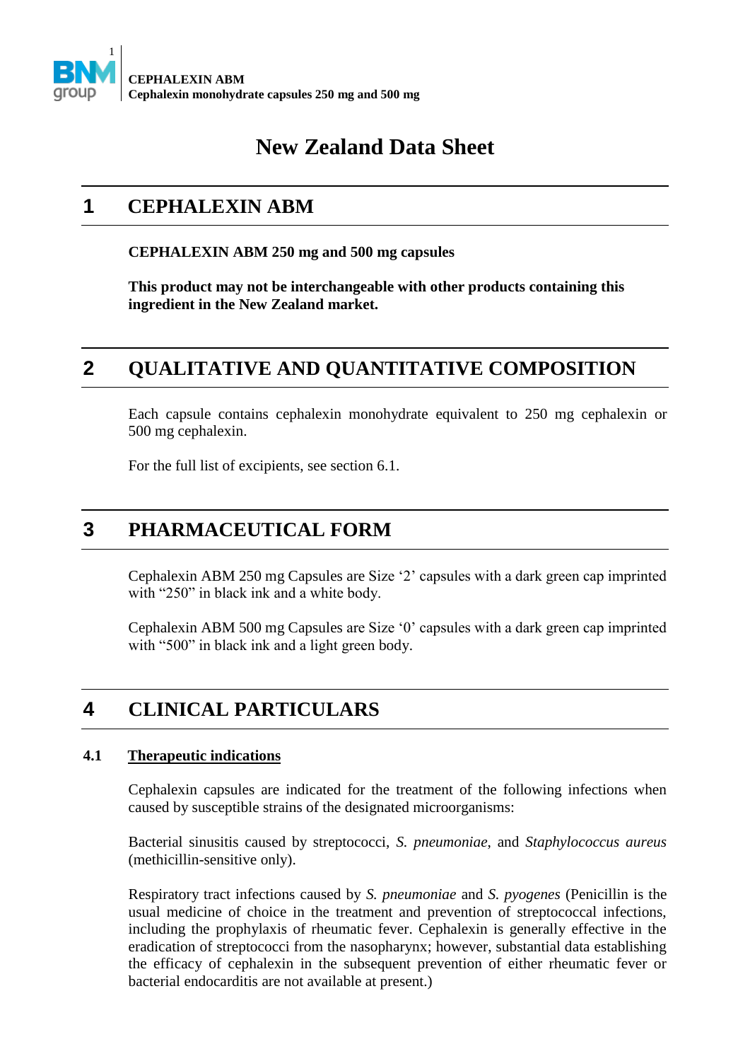# New Zealand Data Sheet

## 1 CEPHALEXIN ABM

**CEPHALEXIN ABM 250 mg and 500 mg capsules**

**This product may not be interchangeable with other products containing this ingredient in the New Zealand market.**

## 2 QUALITATIVE AND QUANTITATIVE COMPOSITION

Each capsule contains cephalexin monohydrate equivalent to 250 mg cephalexin or 500 mg cephalexin.

For the full list of excipients, see section 6.1.

## 3 PHARMACEUTICAL FORM

Cephalexin ABM 250 mg Capsules are Size '2' capsules with a dark green cap imprinted with "250" in black ink and a white body.

Cephalexin ABM 500 mg Capsules are Size '0' capsules with a dark green cap imprinted with "500" in black ink and a light green body.

## 4 CLINICAL PARTICULARS

### 4.1 Therapeutic indications

Cephalexin capsules are indicated for the treatment of the following infections when caused by susceptible strains of the designated microorganisms:

Bacterial sinusitis caused by streptococci, *S. pneumoniae*, and *Staphylococcus aureus* (methicillin-sensitive only).

Respiratory tract infections caused by *S. pneumoniae* and *S. pyogenes* (Penicillin is the usual medicine of choice in the treatment and prevention of streptococcal infections, including the prophylaxis of rheumatic fever. Cephalexin is generally effective in the eradication of streptococci from the nasopharynx; however, substantial data establishing the efficacy of cephalexin in the subsequent prevention of either rheumatic fever or bacterial endocarditis are not available at present.)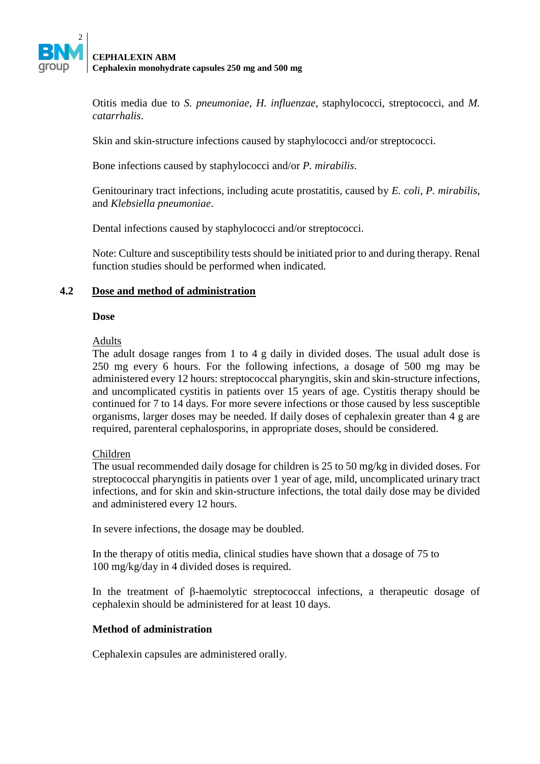Otitis media due to *S. pneumoniae*, *H. influenzae*, staphylococci, streptococci, and *M. catarrhalis*.

Skin and skin-structure infections caused by staphylococci and/or streptococci.

Bone infections caused by staphylococci and/or *P. mirabilis*.

Genitourinary tract infections, including acute prostatitis, caused by *E. coli*, *P. mirabilis*, and *Klebsiella pneumoniae*.

Dental infections caused by staphylococci and/or streptococci.

Note: Culture and susceptibility tests should be initiated prior to and during therapy. Renal function studies should be performed when indicated.

## 4.2 Dose and method of administration

### Dose

Adults

The adult dosage ranges from 1 to 4 g daily in divided doses. The usual adult dose is 250 mg every 6 hours. For the following infections, a dosage of 500 mg may be administered every 12 hours: streptococcal pharyngitis, skin and skin-structure infections, and uncomplicated cystitis in patients over 15 years of age. Cystitis therapy should be continued for 7 to 14 days. For more severe infections or those caused by less susceptible organisms, larger doses may be needed. If daily doses of cephalexin greater than 4 g are required, parenteral cephalosporins, in appropriate doses, should be considered.

Children

The usual recommended daily dosage for children is 25 to 50 mg/kg in divided doses. For streptococcal pharyngitis in patients over 1 year of age, mild, uncomplicated urinary tract infections, and for skin and skin-structure infections, the total daily dose may be divided and administered every 12 hours.

In severe infections, the dosage may be doubled.

In the therapy of otitis media, clinical studies have shown that a dosage of 75 to 100 mg/kg/day in 4 divided doses is required.

In the treatment of β-haemolytic streptococcal infections, a therapeutic dosage of cephalexin should be administered for at least 10 days.

### Method of administration

Cephalexin capsules are administered orally.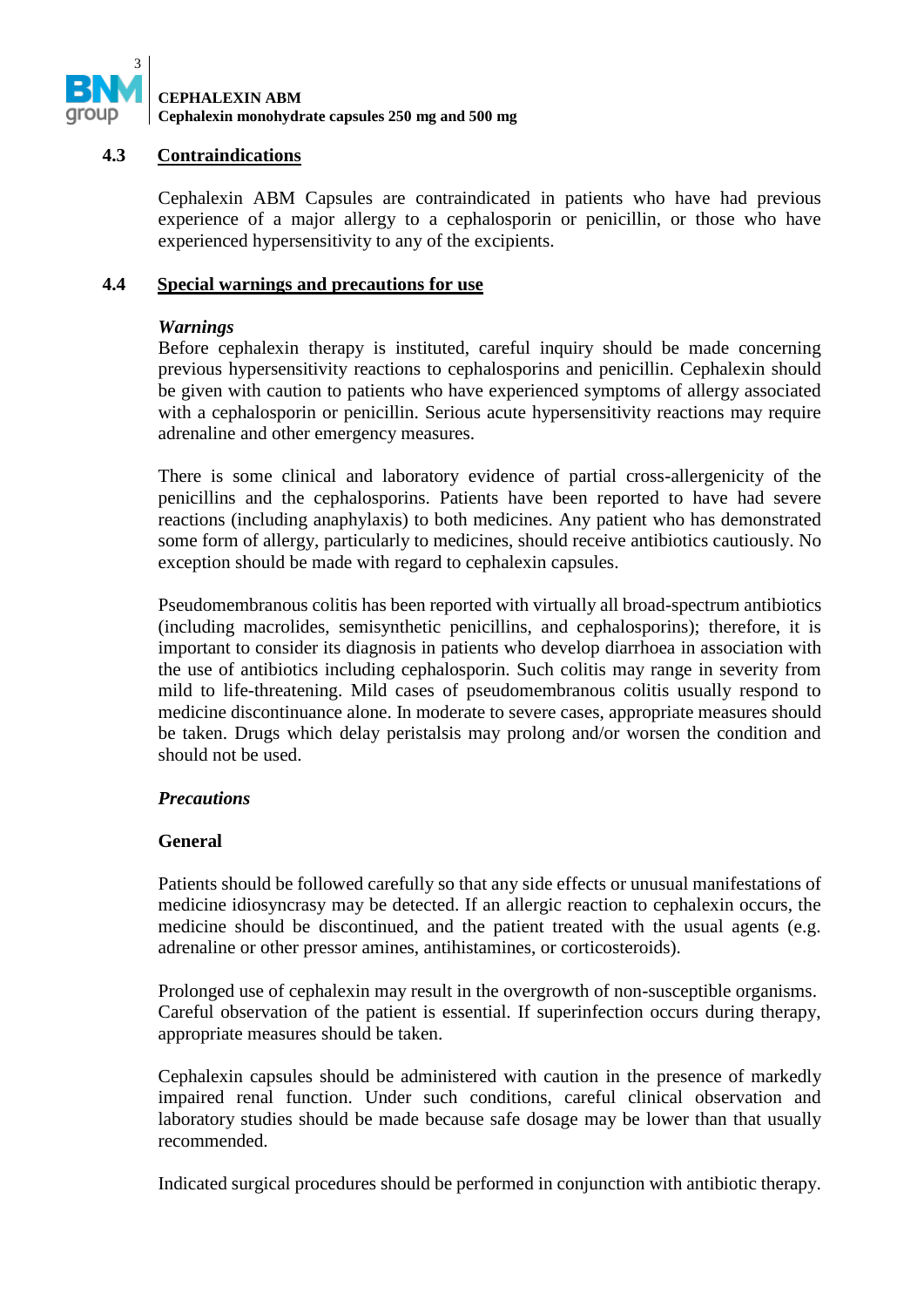## 4.3 Contraindications

Cephalexin ABM Capsules are contraindicated in patients who have had previous experience of a major allergy to a cephalosporin or penicillin, or those who have experienced hypersensitivity to any of the excipients.

## 4.4 Special warnings and precautions for use

***Warnings***

Before cephalexin therapy is instituted, careful inquiry should be made concerning previous hypersensitivity reactions to cephalosporins and penicillin. Cephalexin should be given with caution to patients who have experienced symptoms of allergy associated with a cephalosporin or penicillin. Serious acute hypersensitivity reactions may require adrenaline and other emergency measures.

There is some clinical and laboratory evidence of partial cross-allergenicity of the penicillins and the cephalosporins. Patients have been reported to have had severe reactions (including anaphylaxis) to both medicines. Any patient who has demonstrated some form of allergy, particularly to medicines, should receive antibiotics cautiously. No exception should be made with regard to cephalexin capsules.

Pseudomembranous colitis has been reported with virtually all broad-spectrum antibiotics (including macrolides, semisynthetic penicillins, and cephalosporins); therefore, it is important to consider its diagnosis in patients who develop diarrhoea in association with the use of antibiotics including cephalosporin. Such colitis may range in severity from mild to life-threatening. Mild cases of pseudomembranous colitis usually respond to medicine discontinuance alone. In moderate to severe cases, appropriate measures should be taken. Drugs which delay peristalsis may prolong and/or worsen the condition and should not be used.

***Precautions***

**General**

Patients should be followed carefully so that any side effects or unusual manifestations of medicine idiosyncrasy may be detected. If an allergic reaction to cephalexin occurs, the medicine should be discontinued, and the patient treated with the usual agents (e.g. adrenaline or other pressor amines, antihistamines, or corticosteroids).

Prolonged use of cephalexin may result in the overgrowth of non-susceptible organisms. Careful observation of the patient is essential. If superinfection occurs during therapy, appropriate measures should be taken.

Cephalexin capsules should be administered with caution in the presence of markedly impaired renal function. Under such conditions, careful clinical observation and laboratory studies should be made because safe dosage may be lower than that usually recommended.

Indicated surgical procedures should be performed in conjunction with antibiotic therapy.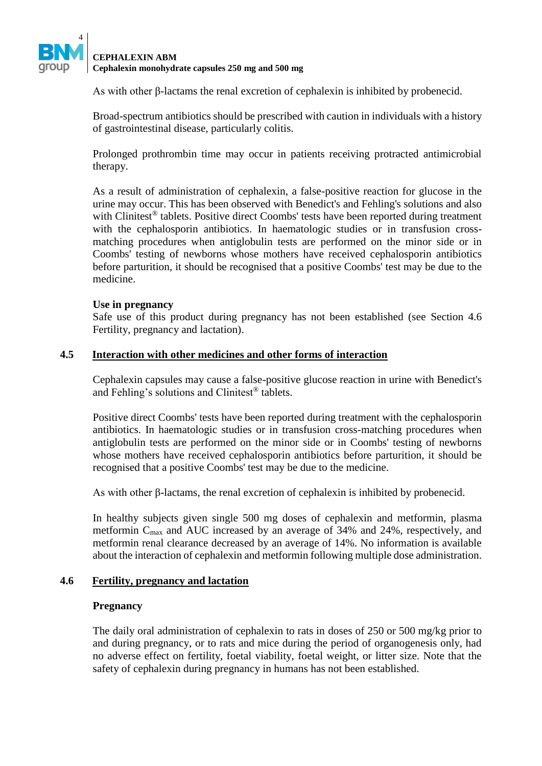As with other β-lactams the renal excretion of cephalexin is inhibited by probenecid.

Broad-spectrum antibiotics should be prescribed with caution in individuals with a history of gastrointestinal disease, particularly colitis.

Prolonged prothrombin time may occur in patients receiving protracted antimicrobial therapy.

As a result of administration of cephalexin, a false-positive reaction for glucose in the urine may occur. This has been observed with Benedict's and Fehling's solutions and also with Clinitest® tablets. Positive direct Coombs' tests have been reported during treatment with the cephalosporin antibiotics. In haematologic studies or in transfusion cross-matching procedures when antiglobulin tests are performed on the minor side or in Coombs' testing of newborns whose mothers have received cephalosporin antibiotics before parturition, it should be recognised that a positive Coombs' test may be due to the medicine.

**Use in pregnancy**

Safe use of this product during pregnancy has not been established (see Section 4.6 Fertility, pregnancy and lactation).

## 4.5 Interaction with other medicines and other forms of interaction

Cephalexin capsules may cause a false-positive glucose reaction in urine with Benedict's and Fehling's solutions and Clinitest® tablets.

Positive direct Coombs' tests have been reported during treatment with the cephalosporin antibiotics. In haematologic studies or in transfusion cross-matching procedures when antiglobulin tests are performed on the minor side or in Coombs' testing of newborns whose mothers have received cephalosporin antibiotics before parturition, it should be recognised that a positive Coombs' test may be due to the medicine.

As with other β-lactams, the renal excretion of cephalexin is inhibited by probenecid.

In healthy subjects given single 500 mg doses of cephalexin and metformin, plasma metformin $C_{max}$ and AUC increased by an average of 34% and 24%, respectively, and metformin renal clearance decreased by an average of 14%. No information is available about the interaction of cephalexin and metformin following multiple dose administration.

## 4.6 Fertility, pregnancy and lactation

**Pregnancy**

The daily oral administration of cephalexin to rats in doses of 250 or 500 mg/kg prior to and during pregnancy, or to rats and mice during the period of organogenesis only, had no adverse effect on fertility, foetal viability, foetal weight, or litter size. Note that the safety of cephalexin during pregnancy in humans has not been established.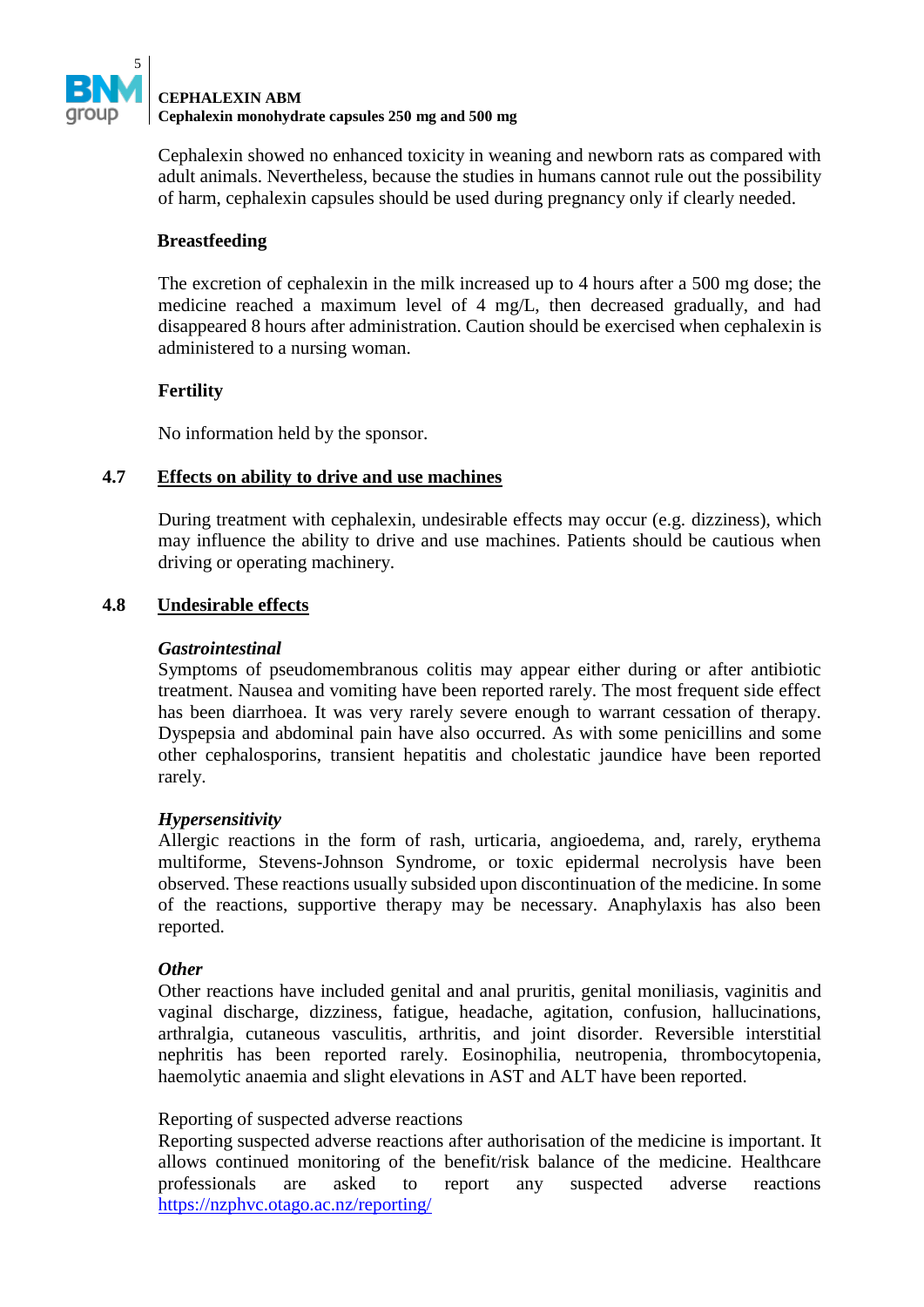Cephalexin showed no enhanced toxicity in weaning and newborn rats as compared with adult animals. Nevertheless, because the studies in humans cannot rule out the possibility of harm, cephalexin capsules should be used during pregnancy only if clearly needed.

**Breastfeeding**

The excretion of cephalexin in the milk increased up to 4 hours after a 500 mg dose; the medicine reached a maximum level of 4 mg/L, then decreased gradually, and had disappeared 8 hours after administration. Caution should be exercised when cephalexin is administered to a nursing woman.

**Fertility**

No information held by the sponsor.

## 4.7 Effects on ability to drive and use machines

During treatment with cephalexin, undesirable effects may occur (e.g. dizziness), which may influence the ability to drive and use machines. Patients should be cautious when driving or operating machinery.

## 4.8 Undesirable effects

***Gastrointestinal***
Symptoms of pseudomembranous colitis may appear either during or after antibiotic treatment. Nausea and vomiting have been reported rarely. The most frequent side effect has been diarrhoea. It was very rarely severe enough to warrant cessation of therapy. Dyspepsia and abdominal pain have also occurred. As with some penicillins and some other cephalosporins, transient hepatitis and cholestatic jaundice have been reported rarely.

***Hypersensitivity***
Allergic reactions in the form of rash, urticaria, angioedema, and, rarely, erythema multiforme, Stevens-Johnson Syndrome, or toxic epidermal necrolysis have been observed. These reactions usually subsided upon discontinuation of the medicine. In some of the reactions, supportive therapy may be necessary. Anaphylaxis has also been reported.

***Other***
Other reactions have included genital and anal pruritis, genital moniliasis, vaginitis and vaginal discharge, dizziness, fatigue, headache, agitation, confusion, hallucinations, arthralgia, cutaneous vasculitis, arthritis, and joint disorder. Reversible interstitial nephritis has been reported rarely. Eosinophilia, neutropenia, thrombocytopenia, haemolytic anaemia and slight elevations in AST and ALT have been reported.

Reporting of suspected adverse reactions
Reporting suspected adverse reactions after authorisation of the medicine is important. It allows continued monitoring of the benefit/risk balance of the medicine. Healthcare professionals are asked to report any suspected adverse reactions https://nzphvc.otago.ac.nz/reporting/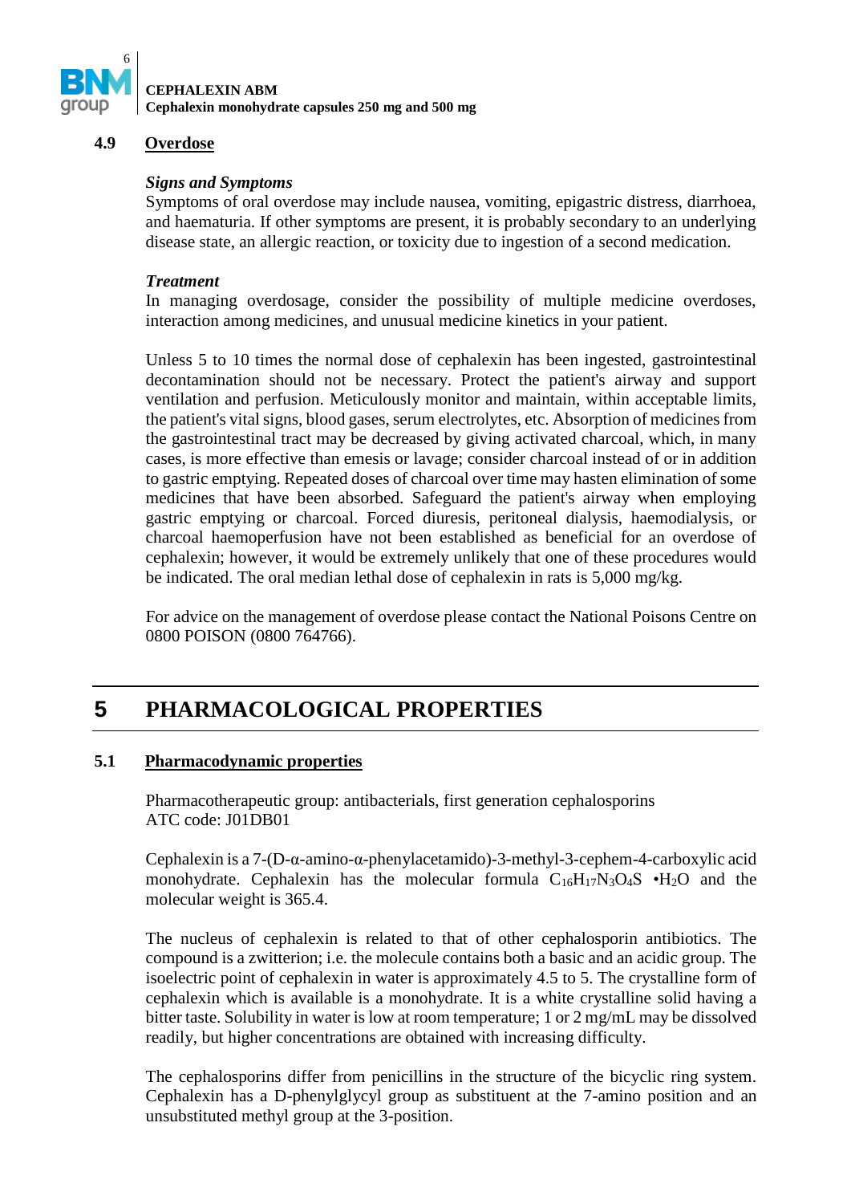### 4.9 Overdose

*Signs and Symptoms*

Symptoms of oral overdose may include nausea, vomiting, epigastric distress, diarrhoea, and haematuria. If other symptoms are present, it is probably secondary to an underlying disease state, an allergic reaction, or toxicity due to ingestion of a second medication.

*Treatment*

In managing overdosage, consider the possibility of multiple medicine overdoses, interaction among medicines, and unusual medicine kinetics in your patient.

Unless 5 to 10 times the normal dose of cephalexin has been ingested, gastrointestinal decontamination should not be necessary. Protect the patient's airway and support ventilation and perfusion. Meticulously monitor and maintain, within acceptable limits, the patient's vital signs, blood gases, serum electrolytes, etc. Absorption of medicines from the gastrointestinal tract may be decreased by giving activated charcoal, which, in many cases, is more effective than emesis or lavage; consider charcoal instead of or in addition to gastric emptying. Repeated doses of charcoal over time may hasten elimination of some medicines that have been absorbed. Safeguard the patient's airway when employing gastric emptying or charcoal. Forced diuresis, peritoneal dialysis, haemodialysis, or charcoal haemoperfusion have not been established as beneficial for an overdose of cephalexin; however, it would be extremely unlikely that one of these procedures would be indicated. The oral median lethal dose of cephalexin in rats is 5,000 mg/kg.

For advice on the management of overdose please contact the National Poisons Centre on 0800 POISON (0800 764766).

## 5 PHARMACOLOGICAL PROPERTIES

### 5.1 Pharmacodynamic properties

Pharmacotherapeutic group: antibacterials, first generation cephalosporins
ATC code: J01DB01

Cephalexin is a 7-(D-α-amino-α-phenylacetamido)-3-methyl-3-cephem-4-carboxylic acid monohydrate. Cephalexin has the molecular formula $C_{16}H_{17}N_3O_4S \cdot H_2O$ and the molecular weight is 365.4.

The nucleus of cephalexin is related to that of other cephalosporin antibiotics. The compound is a zwitterion; i.e. the molecule contains both a basic and an acidic group. The isoelectric point of cephalexin in water is approximately 4.5 to 5. The crystalline form of cephalexin which is available is a monohydrate. It is a white crystalline solid having a bitter taste. Solubility in water is low at room temperature; 1 or 2 mg/mL may be dissolved readily, but higher concentrations are obtained with increasing difficulty.

The cephalosporins differ from penicillins in the structure of the bicyclic ring system. Cephalexin has a D-phenylglycyl group as substituent at the 7-amino position and an unsubstituted methyl group at the 3-position.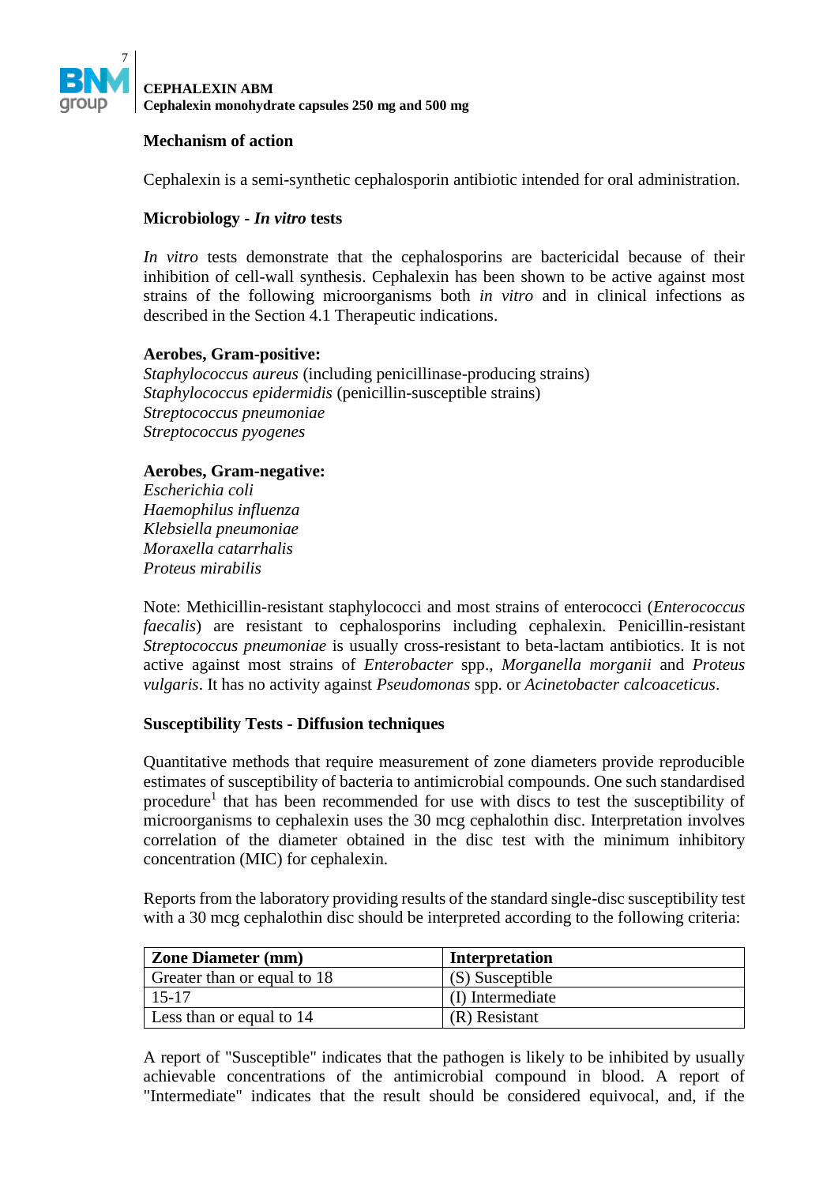### Mechanism of action

Cephalexin is a semi-synthetic cephalosporin antibiotic intended for oral administration.

### Microbiology - *In vitro* tests

*In vitro* tests demonstrate that the cephalosporins are bactericidal because of their inhibition of cell-wall synthesis. Cephalexin has been shown to be active against most strains of the following microorganisms both *in vitro* and in clinical infections as described in the Section 4.1 Therapeutic indications.

**Aerobes, Gram-positive:**
*Staphylococcus aureus* (including penicillinase-producing strains)
*Staphylococcus epidermidis* (penicillin-susceptible strains)
*Streptococcus pneumoniae*
*Streptococcus pyogenes*

**Aerobes, Gram-negative:**
*Escherichia coli*
*Haemophilus influenza*
*Klebsiella pneumoniae*
*Moraxella catarrhalis*
*Proteus mirabilis*

Note: Methicillin-resistant staphylococci and most strains of enterococci (*Enterococcus faecalis*) are resistant to cephalosporins including cephalexin. Penicillin-resistant *Streptococcus pneumoniae* is usually cross-resistant to beta-lactam antibiotics. It is not active against most strains of *Enterobacter* spp., *Morganella morganii* and *Proteus vulgaris*. It has no activity against *Pseudomonas* spp. or *Acinetobacter calcoaceticus*.

### Susceptibility Tests - Diffusion techniques

Quantitative methods that require measurement of zone diameters provide reproducible estimates of susceptibility of bacteria to antimicrobial compounds. One such standardised procedure[1] that has been recommended for use with discs to test the susceptibility of microorganisms to cephalexin uses the 30 mcg cephalothin disc. Interpretation involves correlation of the diameter obtained in the disc test with the minimum inhibitory concentration (MIC) for cephalexin.

Reports from the laboratory providing results of the standard single-disc susceptibility test with a 30 mcg cephalothin disc should be interpreted according to the following criteria:

| Zone Diameter (mm) | Interpretation |
|---|---|
| Greater than or equal to 18 | (S) Susceptible |
| 15-17 | (I) Intermediate |
| Less than or equal to 14 | (R) Resistant |

A report of "Susceptible" indicates that the pathogen is likely to be inhibited by usually achievable concentrations of the antimicrobial compound in blood. A report of "Intermediate" indicates that the result should be considered equivocal, and, if the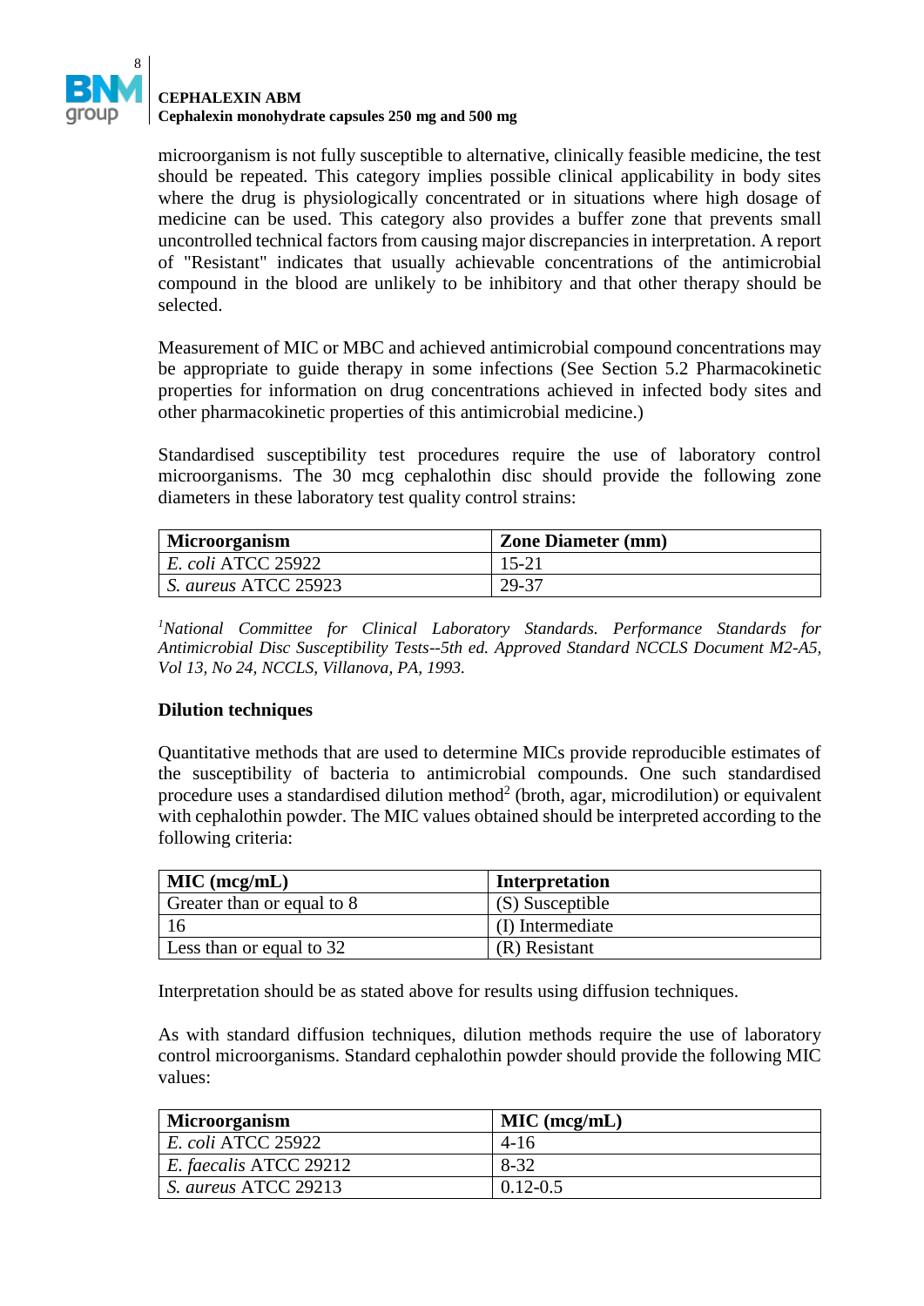microorganism is not fully susceptible to alternative, clinically feasible medicine, the test should be repeated. This category implies possible clinical applicability in body sites where the drug is physiologically concentrated or in situations where high dosage of medicine can be used. This category also provides a buffer zone that prevents small uncontrolled technical factors from causing major discrepancies in interpretation. A report of "Resistant" indicates that usually achievable concentrations of the antimicrobial compound in the blood are unlikely to be inhibitory and that other therapy should be selected.

Measurement of MIC or MBC and achieved antimicrobial compound concentrations may be appropriate to guide therapy in some infections (See Section 5.2 Pharmacokinetic properties for information on drug concentrations achieved in infected body sites and other pharmacokinetic properties of this antimicrobial medicine.)

Standardised susceptibility test procedures require the use of laboratory control microorganisms. The 30 mcg cephalothin disc should provide the following zone diameters in these laboratory test quality control strains:

| Microorganism | Zone Diameter (mm) |
|---|---|
| *E. coli* ATCC 25922 | 15-21 |
| *S. aureus* ATCC 25923 | 29-37 |

[1]*National Committee for Clinical Laboratory Standards. Performance Standards for Antimicrobial Disc Susceptibility Tests--5th ed. Approved Standard NCCLS Document M2-A5, Vol 13, No 24, NCCLS, Villanova, PA, 1993.*

**Dilution techniques**

Quantitative methods that are used to determine MICs provide reproducible estimates of the susceptibility of bacteria to antimicrobial compounds. One such standardised procedure uses a standardised dilution method[2] (broth, agar, microdilution) or equivalent with cephalothin powder. The MIC values obtained should be interpreted according to the following criteria:

| MIC (mcg/mL) | Interpretation |
|---|---|
| Greater than or equal to 8 | (S) Susceptible |
| 16 | (I) Intermediate |
| Less than or equal to 32 | (R) Resistant |

Interpretation should be as stated above for results using diffusion techniques.

As with standard diffusion techniques, dilution methods require the use of laboratory control microorganisms. Standard cephalothin powder should provide the following MIC values:

| Microorganism | MIC (mcg/mL) |
|---|---|
| *E. coli* ATCC 25922 | 4-16 |
| *E. faecalis* ATCC 29212 | 8-32 |
| *S. aureus* ATCC 29213 | 0.12-0.5 |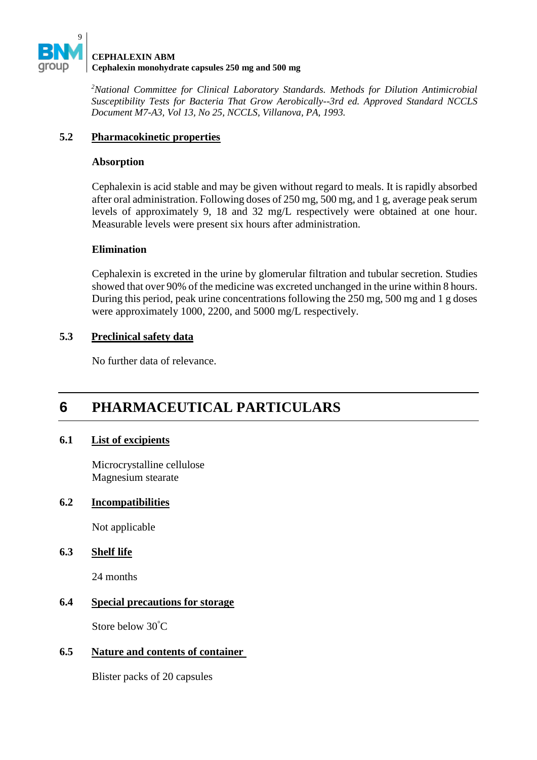[2] *National Committee for Clinical Laboratory Standards. Methods for Dilution Antimicrobial Susceptibility Tests for Bacteria That Grow Aerobically--3rd ed. Approved Standard NCCLS Document M7-A3, Vol 13, No 25, NCCLS, Villanova, PA, 1993.*

### 5.2 Pharmacokinetic properties

**Absorption**

Cephalexin is acid stable and may be given without regard to meals. It is rapidly absorbed after oral administration. Following doses of 250 mg, 500 mg, and 1 g, average peak serum levels of approximately 9, 18 and 32 mg/L respectively were obtained at one hour. Measurable levels were present six hours after administration.

**Elimination**

Cephalexin is excreted in the urine by glomerular filtration and tubular secretion. Studies showed that over 90% of the medicine was excreted unchanged in the urine within 8 hours. During this period, peak urine concentrations following the 250 mg, 500 mg and 1 g doses were approximately 1000, 2200, and 5000 mg/L respectively.

### 5.3 Preclinical safety data

No further data of relevance.

## 6 PHARMACEUTICAL PARTICULARS

### 6.1 List of excipients

Microcrystalline cellulose
Magnesium stearate

### 6.2 Incompatibilities

Not applicable

### 6.3 Shelf life

24 months

### 6.4 Special precautions for storage

Store below 30°C

### 6.5 Nature and contents of container

Blister packs of 20 capsules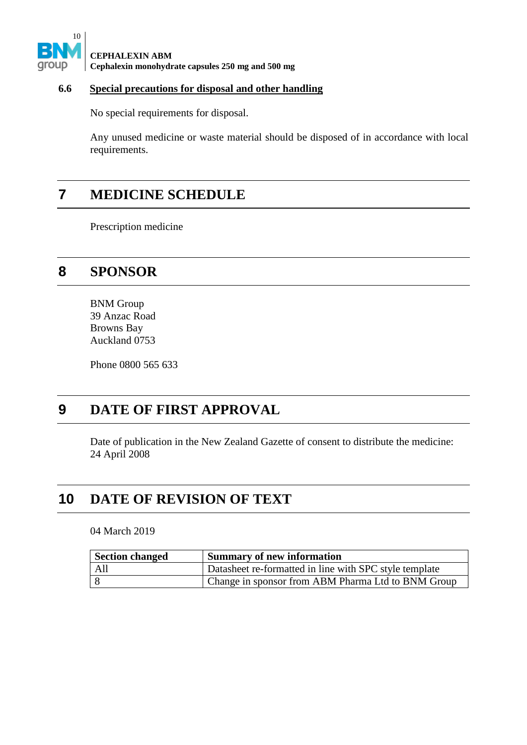### 6.6 Special precautions for disposal and other handling

No special requirements for disposal.

Any unused medicine or waste material should be disposed of in accordance with local requirements.

# 7 MEDICINE SCHEDULE

Prescription medicine

# 8 SPONSOR

BNM Group
39 Anzac Road
Browns Bay
Auckland 0753

Phone 0800 565 633

# 9 DATE OF FIRST APPROVAL

Date of publication in the New Zealand Gazette of consent to distribute the medicine: 24 April 2008

# 10 DATE OF REVISION OF TEXT

04 March 2019

| Section changed | Summary of new information |
|---|---|
| All | Datasheet re-formatted in line with SPC style template |
| 8 | Change in sponsor from ABM Pharma Ltd to BNM Group |